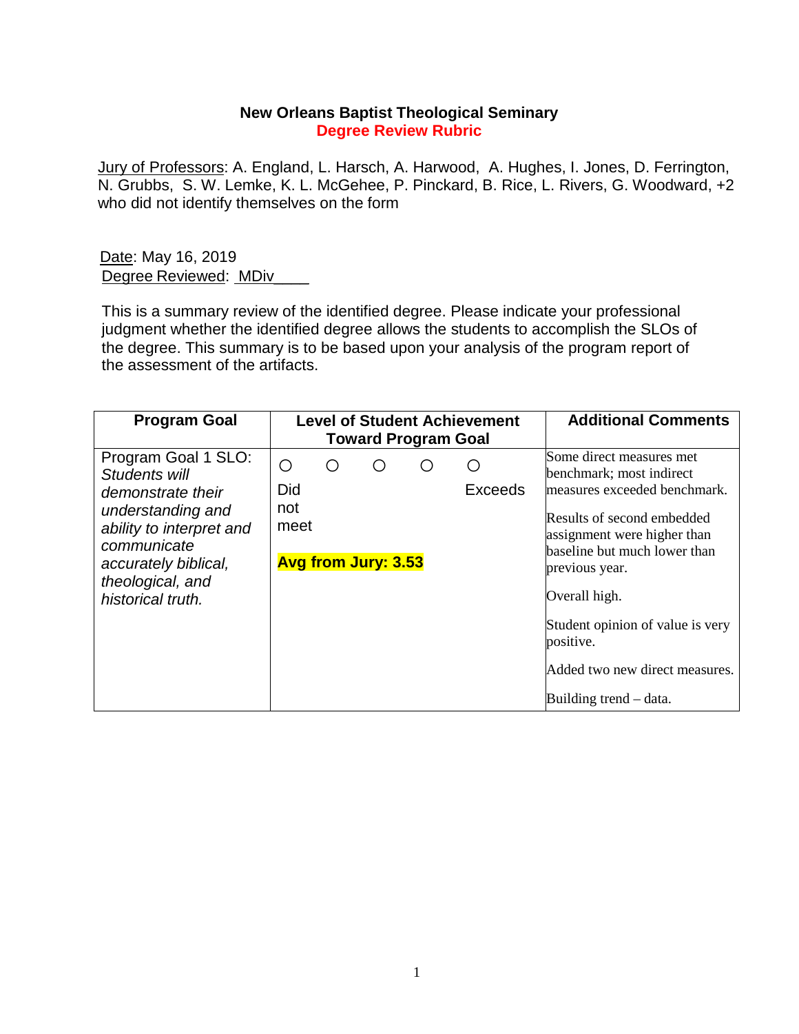**New Orleans Baptist Theological Seminary**
**Degree Review Rubric**

Jury of Professors: A. England, L. Harsch, A. Harwood, A. Hughes, I. Jones, D. Ferrington, N. Grubbs, S. W. Lemke, K. L. McGehee, P. Pinckard, B. Rice, L. Rivers, G. Woodward, +2 who did not identify themselves on the form

Date: May 16, 2019
Degree Reviewed: MDiv____

This is a summary review of the identified degree. Please indicate your professional judgment whether the identified degree allows the students to accomplish the SLOs of the degree. This summary is to be based upon your analysis of the program report of the assessment of the artifacts.

| Program Goal | Level of Student Achievement Toward Program Goal | Additional Comments |
|---|---|---|
| Program Goal 1 SLO: *Students will demonstrate their understanding and ability to interpret and communicate accurately biblical, theological, and historical truth.* | ○ ○ ○ ○ ○<br>Did not meet … Exceeds<br><br>**Avg from Jury: 3.53** | Some direct measures met benchmark; most indirect measures exceeded benchmark.<br><br>Results of second embedded assignment were higher than baseline but much lower than previous year.<br><br>Overall high.<br><br>Student opinion of value is very positive.<br><br>Added two new direct measures.<br><br>Building trend – data. |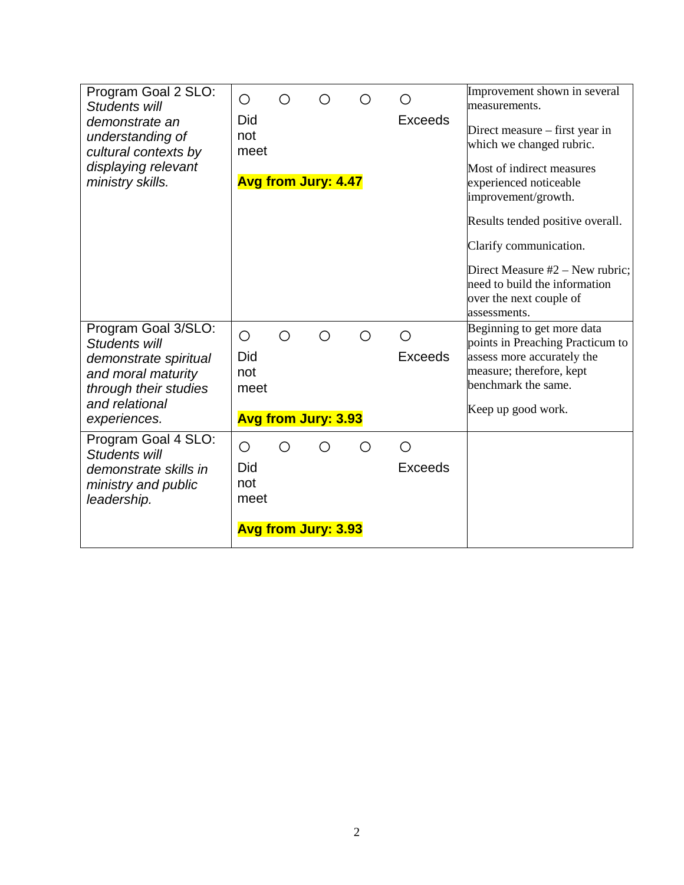| | | |
|---|---|---|
| Program Goal 2 SLO: *Students will demonstrate an understanding of cultural contexts by displaying relevant ministry skills.* | ○ ○ ○ ○ ○<br>Did not meet Exceeds<br><br>**Avg from Jury: 4.47** | Improvement shown in several measurements.<br><br>Direct measure – first year in which we changed rubric.<br><br>Most of indirect measures experienced noticeable improvement/growth.<br><br>Results tended positive overall.<br><br>Clarify communication.<br><br>Direct Measure #2 – New rubric; need to build the information over the next couple of assessments. |
| Program Goal 3/SLO: *Students will demonstrate spiritual and moral maturity through their studies and relational experiences.* | ○ ○ ○ ○ ○<br>Did not meet Exceeds<br><br>**Avg from Jury: 3.93** | Beginning to get more data points in Preaching Practicum to assess more accurately the measure; therefore, kept benchmark the same.<br><br>Keep up good work. |
| Program Goal 4 SLO: *Students will demonstrate skills in ministry and public leadership.* | ○ ○ ○ ○ ○<br>Did not meet Exceeds<br><br>**Avg from Jury: 3.93** | |